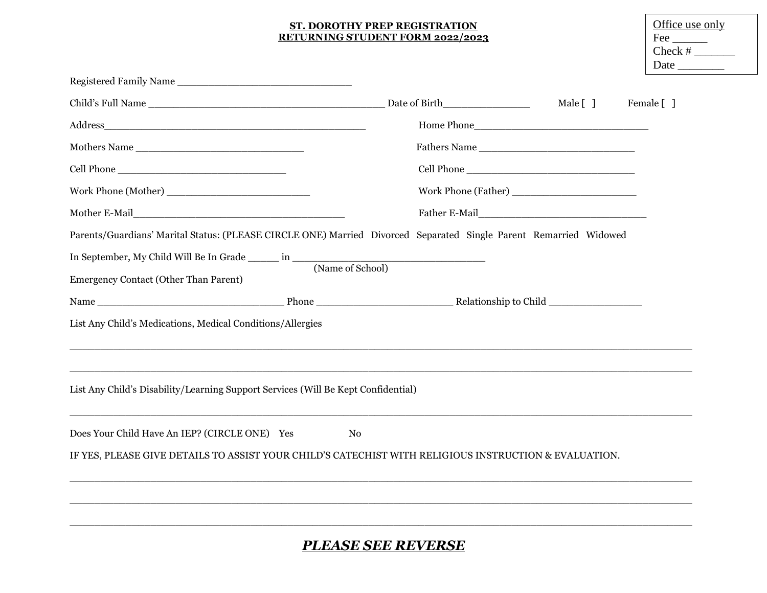Office use only
Fee ______
Check # _______
Date ________

**ST. DOROTHY PREP REGISTRATION**
**RETURNING STUDENT FORM 2022/2023**

Registered Family Name _______________________________

Child's Full Name __________________________________________ Date of Birth_______________ Male [ ] Female [ ]

Address______________________________________________ Home Phone_______________________________

Mothers Name ______________________________ Fathers Name ____________________________

Cell Phone _____________________________ Cell Phone ______________________________

Work Phone (Mother) __________________________ Work Phone (Father) ______________________

Mother E-Mail______________________________________ Father E-Mail______________________________

Parents/Guardians' Marital Status: (PLEASE CIRCLE ONE) Married Divorced Separated Single Parent Remarried Widowed

In September, My Child Will Be In Grade _____ in __________________________________
(Name of School)

Emergency Contact (Other Than Parent)

Name _________________________________ Phone ________________________ Relationship to Child ________________

List Any Child's Medications, Medical Conditions/Allergies

______________________________________________________________________________________________

______________________________________________________________________________________________

List Any Child's Disability/Learning Support Services (Will Be Kept Confidential)

______________________________________________________________________________________________

Does Your Child Have An IEP? (CIRCLE ONE) Yes No

IF YES, PLEASE GIVE DETAILS TO ASSIST YOUR CHILD'S CATECHIST WITH RELIGIOUS INSTRUCTION & EVALUATION.

______________________________________________________________________________________________

______________________________________________________________________________________________

______________________________________________________________________________________________

***PLEASE SEE REVERSE***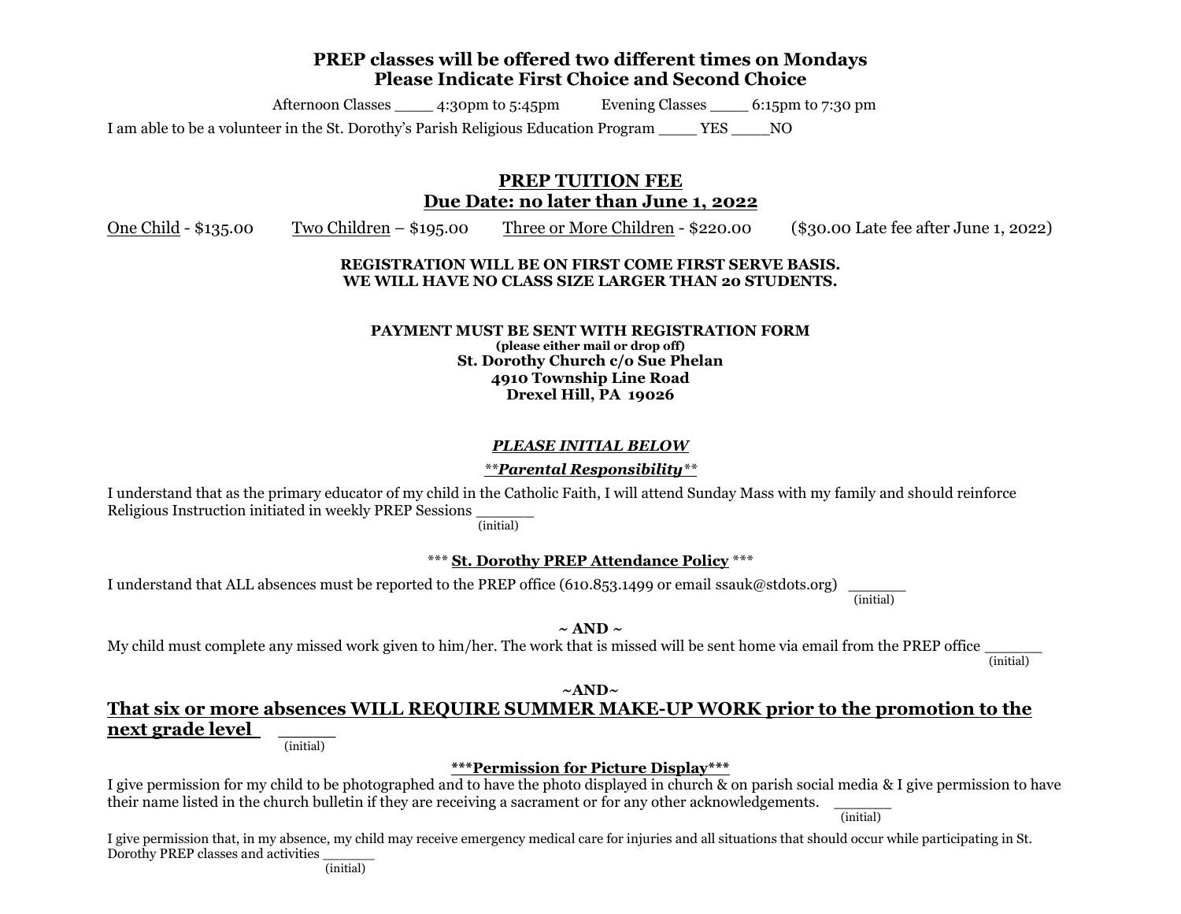**PREP classes will be offered two different times on Mondays**
**Please Indicate First Choice and Second Choice**

Afternoon Classes ____ 4:30pm to 5:45pm Evening Classes ____ 6:15pm to 7:30 pm

I am able to be a volunteer in the St. Dorothy's Parish Religious Education Program ____ YES ____NO

## PREP TUITION FEE
## Due Date: no later than June 1, 2022

One Child - $135.00 Two Children – $195.00 Three or More Children - $220.00 ($30.00 Late fee after June 1, 2022)

**REGISTRATION WILL BE ON FIRST COME FIRST SERVE BASIS.**
**WE WILL HAVE NO CLASS SIZE LARGER THAN 20 STUDENTS.**

**PAYMENT MUST BE SENT WITH REGISTRATION FORM**
**(please either mail or drop off)**
**St. Dorothy Church c/o Sue Phelan**
**4910 Township Line Road**
**Drexel Hill, PA 19026**

***PLEASE INITIAL BELOW***

\*\****Parental Responsibility***\*\*

I understand that as the primary educator of my child in the Catholic Faith, I will attend Sunday Mass with my family and should reinforce Religious Instruction initiated in weekly PREP Sessions ______
(initial)

\*\*\* **St. Dorothy PREP Attendance Policy** \*\*\*

I understand that ALL absences must be reported to the PREP office (610.853.1499 or email ssauk@stdots.org) ______
(initial)

**~ AND ~**

My child must complete any missed work given to him/her. The work that is missed will be sent home via email from the PREP office ______
(initial)

**~AND~**

**That six or more absences WILL REQUIRE SUMMER MAKE-UP WORK prior to the promotion to the next grade level** _____
(initial)

**\*\*\*Permission for Picture Display\*\*\***

I give permission for my child to be photographed and to have the photo displayed in church & on parish social media & I give permission to have their name listed in the church bulletin if they are receiving a sacrament or for any other acknowledgements. ______
(initial)

I give permission that, in my absence, my child may receive emergency medical care for injuries and all situations that should occur while participating in St. Dorothy PREP classes and activities ______
(initial)